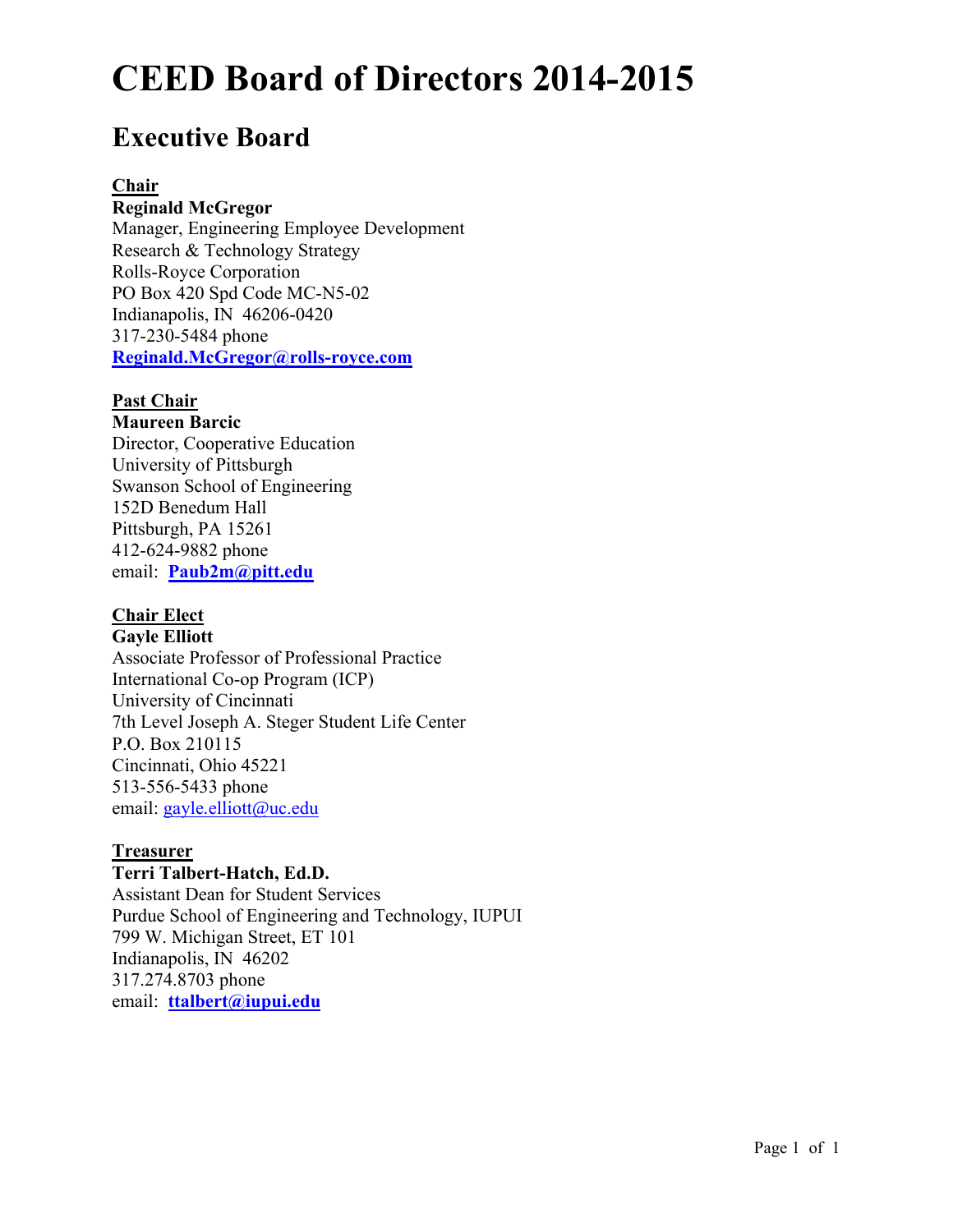# CEED Board of Directors 2014-2015

## Executive Board

**Chair**
**Reginald McGregor**
Manager, Engineering Employee Development
Research & Technology Strategy
Rolls-Royce Corporation
PO Box 420 Spd Code MC-N5-02
Indianapolis, IN 46206-0420
317-230-5484 phone
**Reginald.McGregor@rolls-royce.com**

**Past Chair**
**Maureen Barcic**
Director, Cooperative Education
University of Pittsburgh
Swanson School of Engineering
152D Benedum Hall
Pittsburgh, PA 15261
412-624-9882 phone
email: **Paub2m@pitt.edu**

**Chair Elect**
**Gayle Elliott**
Associate Professor of Professional Practice
International Co-op Program (ICP)
University of Cincinnati
7th Level Joseph A. Steger Student Life Center
P.O. Box 210115
Cincinnati, Ohio 45221
513-556-5433 phone
email: gayle.elliott@uc.edu

**Treasurer**
**Terri Talbert-Hatch, Ed.D.**
Assistant Dean for Student Services
Purdue School of Engineering and Technology, IUPUI
799 W. Michigan Street, ET 101
Indianapolis, IN 46202
317.274.8703 phone
email: **ttalbert@iupui.edu**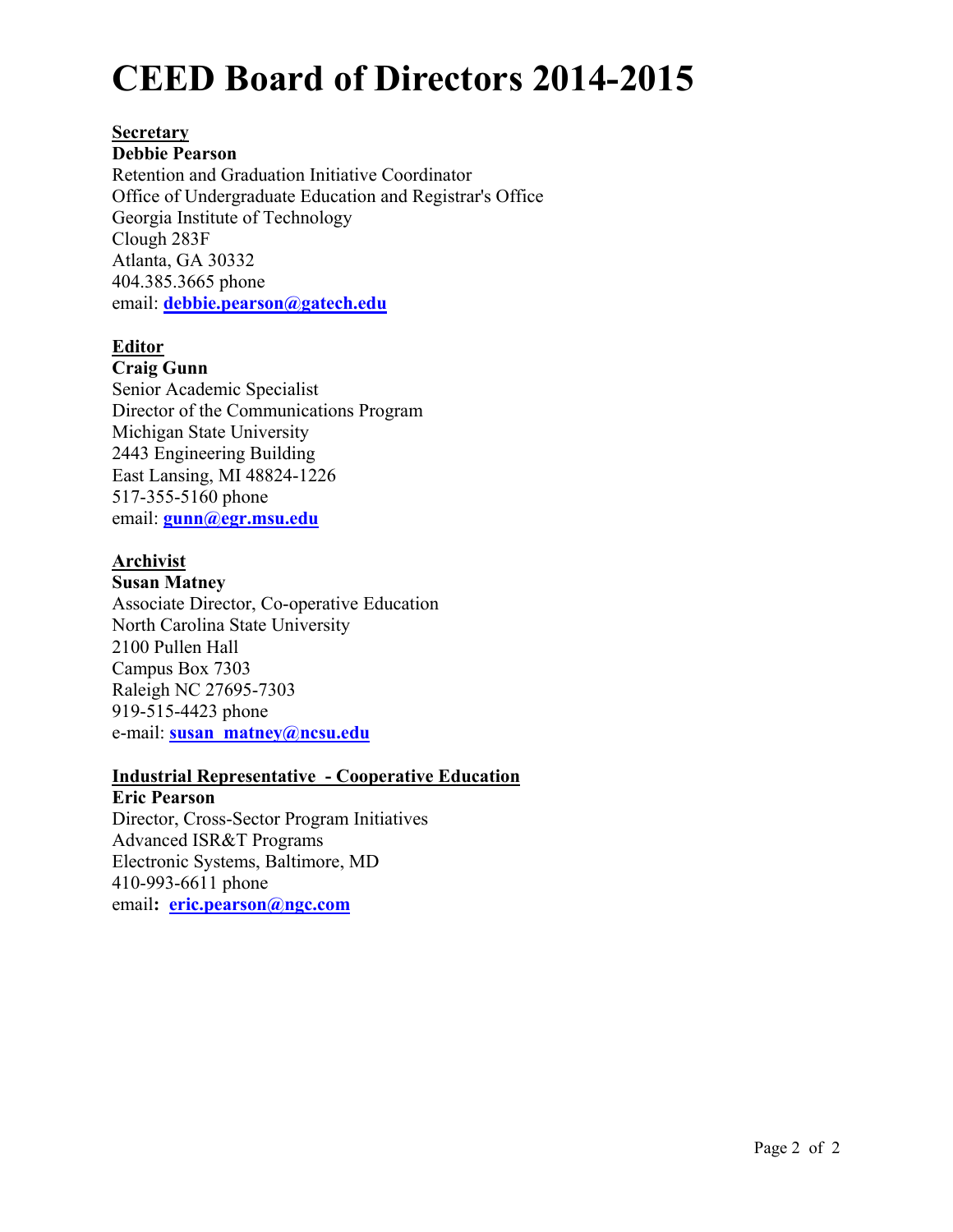# CEED Board of Directors 2014-2015

**Secretary**

**Debbie Pearson**
Retention and Graduation Initiative Coordinator
Office of Undergraduate Education and Registrar's Office
Georgia Institute of Technology
Clough 283F
Atlanta, GA 30332
404.385.3665 phone
email: **debbie.pearson@gatech.edu**

**Editor**

**Craig Gunn**
Senior Academic Specialist
Director of the Communications Program
Michigan State University
2443 Engineering Building
East Lansing, MI 48824-1226
517-355-5160 phone
email: **gunn@egr.msu.edu**

**Archivist**

**Susan Matney**
Associate Director, Co-operative Education
North Carolina State University
2100 Pullen Hall
Campus Box 7303
Raleigh NC 27695-7303
919-515-4423 phone
e-mail: **susan_matney@ncsu.edu**

**Industrial Representative - Cooperative Education**

**Eric Pearson**
Director, Cross-Sector Program Initiatives
Advanced ISR&T Programs
Electronic Systems, Baltimore, MD
410-993-6611 phone
email**: eric.pearson@ngc.com**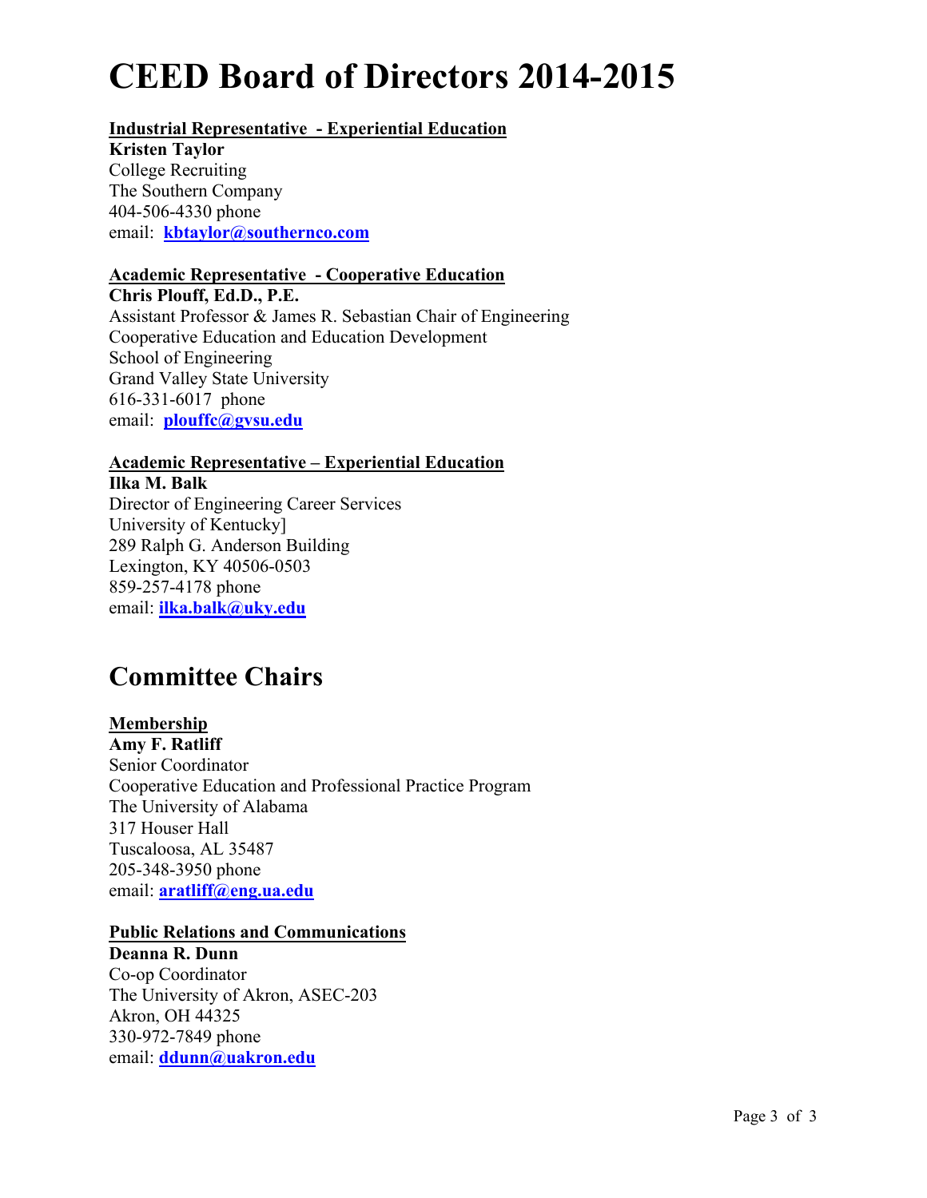# CEED Board of Directors 2014-2015

**Industrial Representative - Experiential Education**
**Kristen Taylor**
College Recruiting
The Southern Company
404-506-4330 phone
email: **kbtaylor@southernco.com**

**Academic Representative - Cooperative Education**
**Chris Plouff, Ed.D., P.E.**
Assistant Professor & James R. Sebastian Chair of Engineering
Cooperative Education and Education Development
School of Engineering
Grand Valley State University
616-331-6017 phone
email: **plouffc@gvsu.edu**

**Academic Representative – Experiential Education**
**Ilka M. Balk**
Director of Engineering Career Services
University of Kentucky]
289 Ralph G. Anderson Building
Lexington, KY 40506-0503
859-257-4178 phone
email: **ilka.balk@uky.edu**

## Committee Chairs

**Membership**
**Amy F. Ratliff**
Senior Coordinator
Cooperative Education and Professional Practice Program
The University of Alabama
317 Houser Hall
Tuscaloosa, AL 35487
205-348-3950 phone
email: **aratliff@eng.ua.edu**

**Public Relations and Communications**
**Deanna R. Dunn**
Co-op Coordinator
The University of Akron, ASEC-203
Akron, OH 44325
330-972-7849 phone
email: **ddunn@uakron.edu**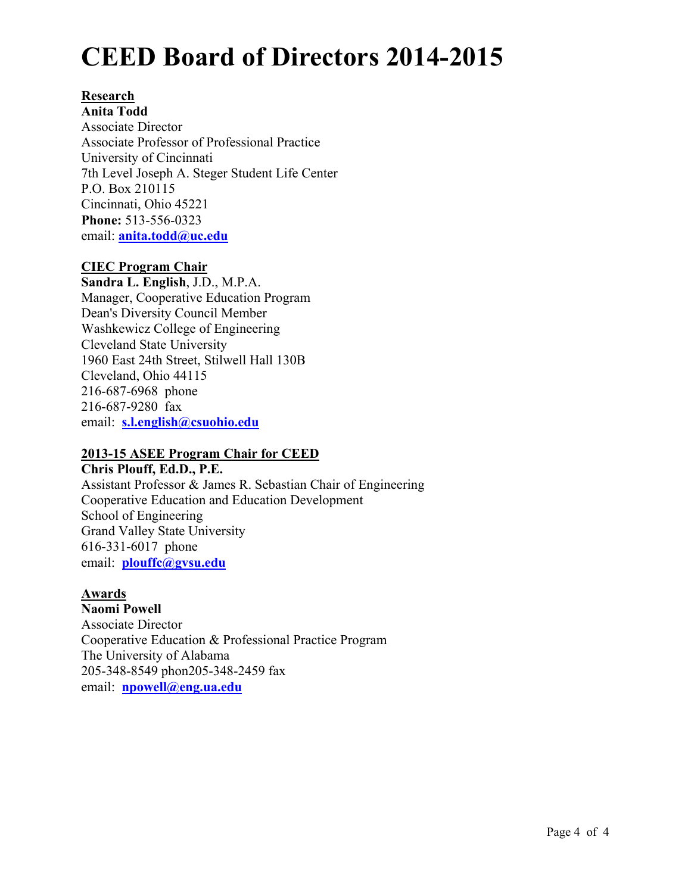# CEED Board of Directors 2014-2015

**Research**

**Anita Todd**
Associate Director
Associate Professor of Professional Practice
University of Cincinnati
7th Level Joseph A. Steger Student Life Center
P.O. Box 210115
Cincinnati, Ohio 45221
**Phone:** 513-556-0323
email: **anita.todd@uc.edu**

**CIEC Program Chair**

**Sandra L. English**, J.D., M.P.A.
Manager, Cooperative Education Program
Dean's Diversity Council Member
Washkewicz College of Engineering
Cleveland State University
1960 East 24th Street, Stilwell Hall 130B
Cleveland, Ohio 44115
216-687-6968 phone
216-687-9280 fax
email: **s.l.english@csuohio.edu**

**2013-15 ASEE Program Chair for CEED**

**Chris Plouff, Ed.D., P.E.**
Assistant Professor & James R. Sebastian Chair of Engineering
Cooperative Education and Education Development
School of Engineering
Grand Valley State University
616-331-6017 phone
email: **plouffc@gvsu.edu**

**Awards**

**Naomi Powell**
Associate Director
Cooperative Education & Professional Practice Program
The University of Alabama
205-348-8549 phon205-348-2459 fax
email: **npowell@eng.ua.edu**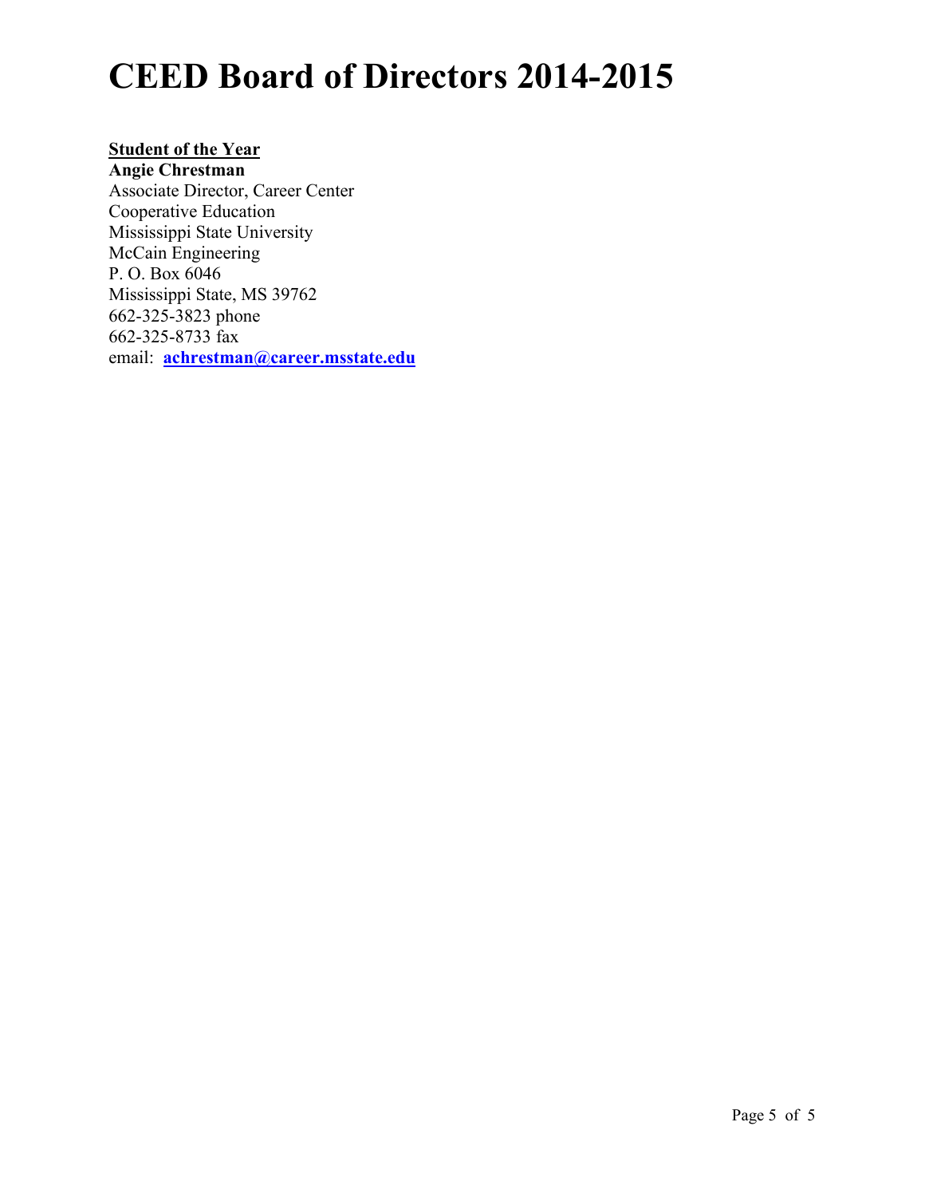# CEED Board of Directors 2014-2015

**Student of the Year**
**Angie Chrestman**
Associate Director, Career Center
Cooperative Education
Mississippi State University
McCain Engineering
P. O. Box 6046
Mississippi State, MS 39762
662-325-3823 phone
662-325-8733 fax
email: **achrestman@career.msstate.edu**